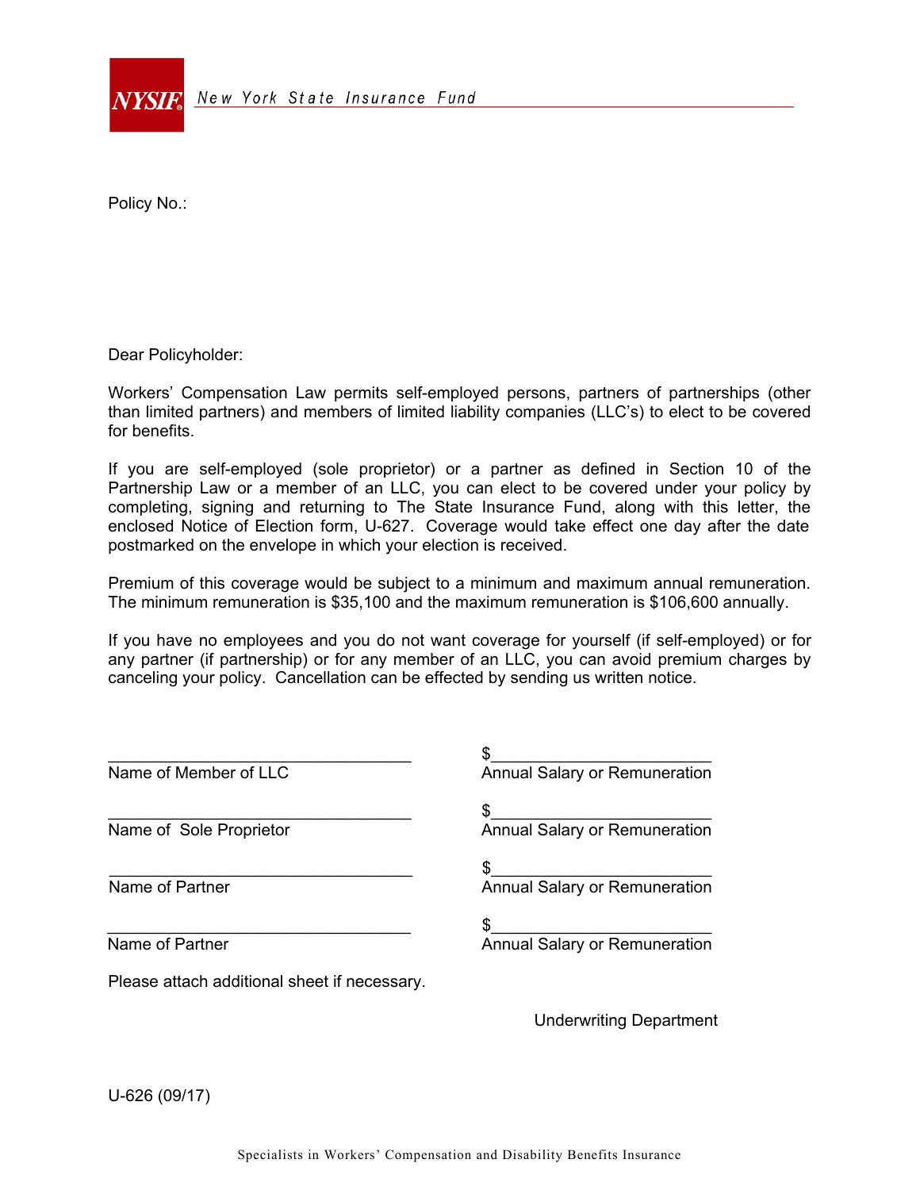NYSIF New York State Insurance Fund

Policy No.:

Dear Policyholder:

Workers' Compensation Law permits self-employed persons, partners of partnerships (other than limited partners) and members of limited liability companies (LLC's) to elect to be covered for benefits.

If you are self-employed (sole proprietor) or a partner as defined in Section 10 of the Partnership Law or a member of an LLC, you can elect to be covered under your policy by completing, signing and returning to The State Insurance Fund, along with this letter, the enclosed Notice of Election form, U-627. Coverage would take effect one day after the date postmarked on the envelope in which your election is received.

Premium of this coverage would be subject to a minimum and maximum annual remuneration. The minimum remuneration is $35,100 and the maximum remuneration is $106,600 annually.

If you have no employees and you do not want coverage for yourself (if self-employed) or for any partner (if partnership) or for any member of an LLC, you can avoid premium charges by canceling your policy. Cancellation can be effected by sending us written notice.

| | |
|---|---|
| ________________________________ | $________________________ |
| Name of Member of LLC | Annual Salary or Remuneration |
| ________________________________ | $________________________ |
| Name of Sole Proprietor | Annual Salary or Remuneration |
| ________________________________ | $________________________ |
| Name of Partner | Annual Salary or Remuneration |
| ________________________________ | $________________________ |
| Name of Partner | Annual Salary or Remuneration |

Please attach additional sheet if necessary.

Underwriting Department

U-626 (09/17)

Specialists in Workers' Compensation and Disability Benefits Insurance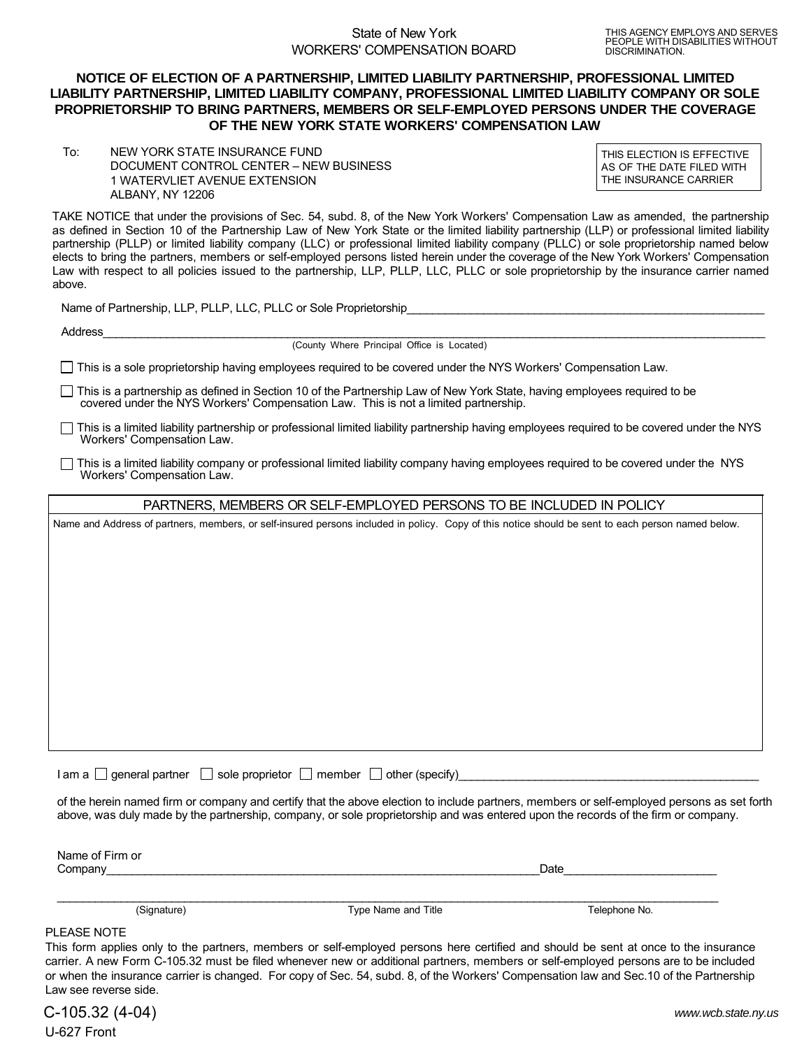State of New York
WORKERS' COMPENSATION BOARD

THIS AGENCY EMPLOYS AND SERVES PEOPLE WITH DISABILITIES WITHOUT DISCRIMINATION.

## NOTICE OF ELECTION OF A PARTNERSHIP, LIMITED LIABILITY PARTNERSHIP, PROFESSIONAL LIMITED LIABILITY PARTNERSHIP, LIMITED LIABILITY COMPANY, PROFESSIONAL LIMITED LIABILITY COMPANY OR SOLE PROPRIETORSHIP TO BRING PARTNERS, MEMBERS OR SELF-EMPLOYED PERSONS UNDER THE COVERAGE OF THE NEW YORK STATE WORKERS' COMPENSATION LAW

To: NEW YORK STATE INSURANCE FUND
DOCUMENT CONTROL CENTER – NEW BUSINESS
1 WATERVLIET AVENUE EXTENSION
ALBANY, NY 12206

THIS ELECTION IS EFFECTIVE AS OF THE DATE FILED WITH THE INSURANCE CARRIER

TAKE NOTICE that under the provisions of Sec. 54, subd. 8, of the New York Workers' Compensation Law as amended, the partnership as defined in Section 10 of the Partnership Law of New York State or the limited liability partnership (LLP) or professional limited liability partnership (PLLP) or limited liability company (LLC) or professional limited liability company (PLLC) or sole proprietorship named below elects to bring the partners, members or self-employed persons listed herein under the coverage of the New York Workers' Compensation Law with respect to all policies issued to the partnership, LLP, PLLP, LLC, PLLC or sole proprietorship by the insurance carrier named above.

Name of Partnership, LLP, PLLP, LLC, PLLC or Sole Proprietorship_______________________________

Address_______________________________
(County Where Principal Office is Located)

☐ This is a sole proprietorship having employees required to be covered under the NYS Workers' Compensation Law.

☐ This is a partnership as defined in Section 10 of the Partnership Law of New York State, having employees required to be covered under the NYS Workers' Compensation Law. This is not a limited partnership.

☐ This is a limited liability partnership or professional limited liability partnership having employees required to be covered under the NYS Workers' Compensation Law.

☐ This is a limited liability company or professional limited liability company having employees required to be covered under the NYS Workers' Compensation Law.

### PARTNERS, MEMBERS OR SELF-EMPLOYED PERSONS TO BE INCLUDED IN POLICY

Name and Address of partners, members, or self-insured persons included in policy. Copy of this notice should be sent to each person named below.

I am a ☐ general partner ☐ sole proprietor ☐ member ☐ other (specify)_______________________________

of the herein named firm or company and certify that the above election to include partners, members or self-employed persons as set forth above, was duly made by the partnership, company, or sole proprietorship and was entered upon the records of the firm or company.

Name of Firm or Company_______________________________ Date_______________

_______________________________
(Signature) Type Name and Title Telephone No.

PLEASE NOTE
This form applies only to the partners, members or self-employed persons here certified and should be sent at once to the insurance carrier. A new Form C-105.32 must be filed whenever new or additional partners, members or self-employed persons are to be included or when the insurance carrier is changed. For copy of Sec. 54, subd. 8, of the Workers' Compensation law and Sec.10 of the Partnership Law see reverse side.

C-105.32 (4-04)
U-627 Front

www.wcb.state.ny.us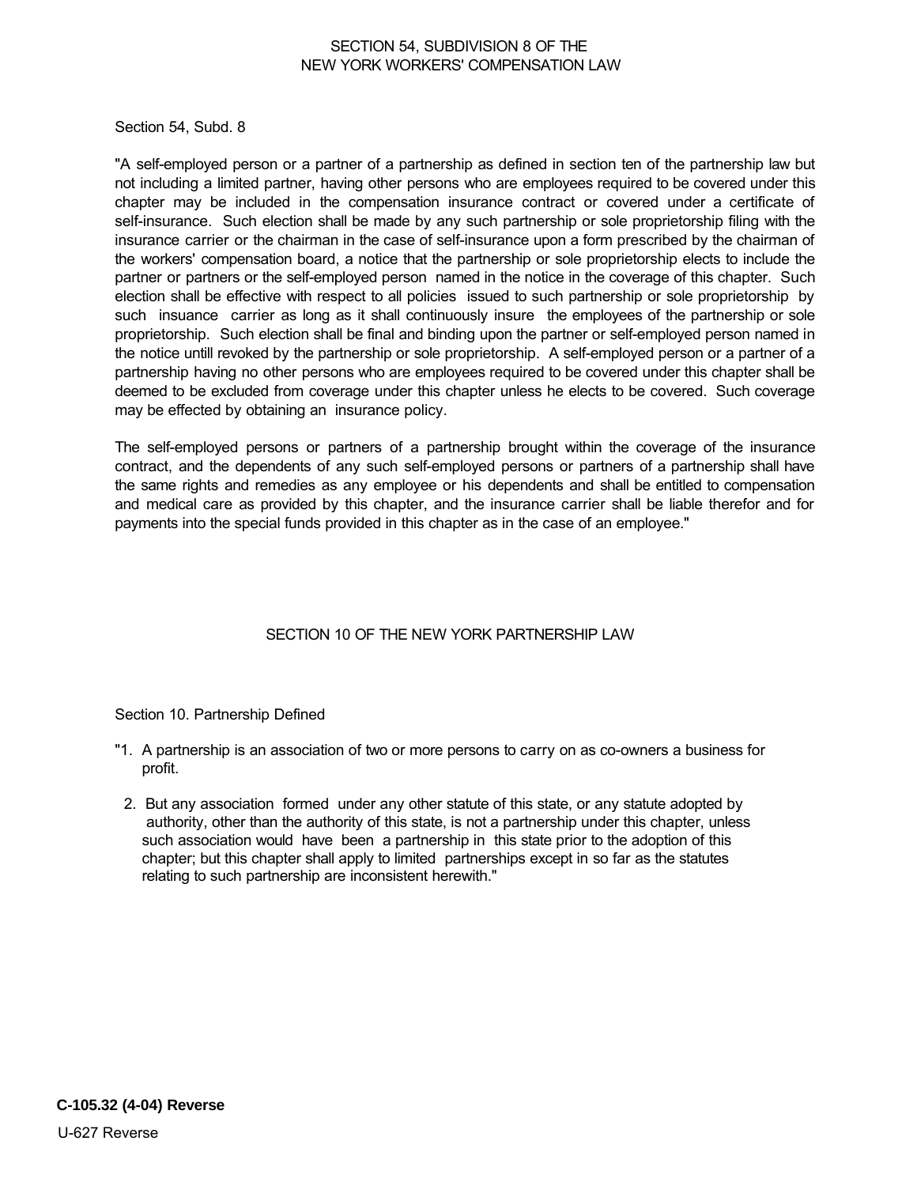## SECTION 54, SUBDIVISION 8 OF THE NEW YORK WORKERS' COMPENSATION LAW

Section 54, Subd. 8

"A self-employed person or a partner of a partnership as defined in section ten of the partnership law but not including a limited partner, having other persons who are employees required to be covered under this chapter may be included in the compensation insurance contract or covered under a certificate of self-insurance. Such election shall be made by any such partnership or sole proprietorship filing with the insurance carrier or the chairman in the case of self-insurance upon a form prescribed by the chairman of the workers' compensation board, a notice that the partnership or sole proprietorship elects to include the partner or partners or the self-employed person named in the notice in the coverage of this chapter. Such election shall be effective with respect to all policies issued to such partnership or sole proprietorship by such insuance carrier as long as it shall continuously insure the employees of the partnership or sole proprietorship. Such election shall be final and binding upon the partner or self-employed person named in the notice untill revoked by the partnership or sole proprietorship. A self-employed person or a partner of a partnership having no other persons who are employees required to be covered under this chapter shall be deemed to be excluded from coverage under this chapter unless he elects to be covered. Such coverage may be effected by obtaining an insurance policy.

The self-employed persons or partners of a partnership brought within the coverage of the insurance contract, and the dependents of any such self-employed persons or partners of a partnership shall have the same rights and remedies as any employee or his dependents and shall be entitled to compensation and medical care as provided by this chapter, and the insurance carrier shall be liable therefor and for payments into the special funds provided in this chapter as in the case of an employee."

## SECTION 10 OF THE NEW YORK PARTNERSHIP LAW

Section 10. Partnership Defined

"1. A partnership is an association of two or more persons to carry on as co-owners a business for profit.

2. But any association formed under any other statute of this state, or any statute adopted by authority, other than the authority of this state, is not a partnership under this chapter, unless such association would have been a partnership in this state prior to the adoption of this chapter; but this chapter shall apply to limited partnerships except in so far as the statutes relating to such partnership are inconsistent herewith."

**C-105.32 (4-04) Reverse**

U-627 Reverse